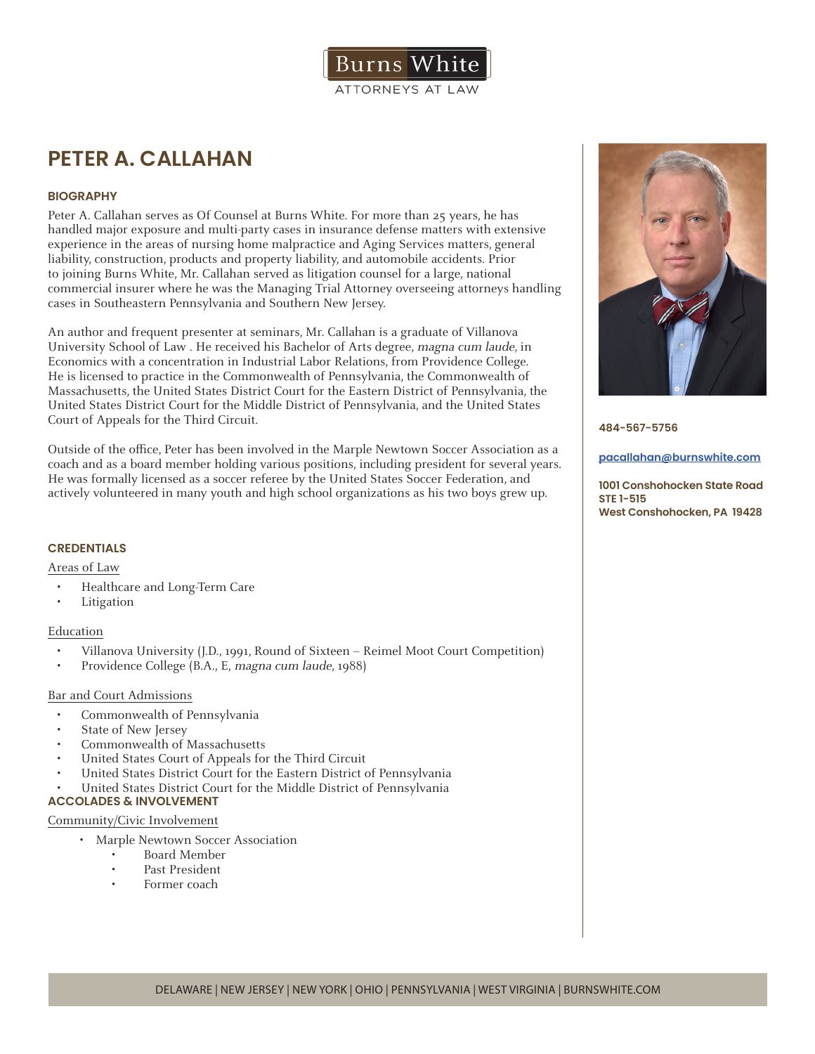Burns White

ATTORNEYS AT LAW

# PETER A. CALLAHAN

## BIOGRAPHY

Peter A. Callahan serves as Of Counsel at Burns White. For more than 25 years, he has handled major exposure and multi-party cases in insurance defense matters with extensive experience in the areas of nursing home malpractice and Aging Services matters, general liability, construction, products and property liability, and automobile accidents. Prior to joining Burns White, Mr. Callahan served as litigation counsel for a large, national commercial insurer where he was the Managing Trial Attorney overseeing attorneys handling cases in Southeastern Pennsylvania and Southern New Jersey.

An author and frequent presenter at seminars, Mr. Callahan is a graduate of Villanova University School of Law . He received his Bachelor of Arts degree, *magna cum laude*, in Economics with a concentration in Industrial Labor Relations, from Providence College. He is licensed to practice in the Commonwealth of Pennsylvania, the Commonwealth of Massachusetts, the United States District Court for the Eastern District of Pennsylvania, the United States District Court for the Middle District of Pennsylvania, and the United States Court of Appeals for the Third Circuit.

Outside of the office, Peter has been involved in the Marple Newtown Soccer Association as a coach and as a board member holding various positions, including president for several years. He was formally licensed as a soccer referee by the United States Soccer Federation, and actively volunteered in many youth and high school organizations as his two boys grew up.

**484-567-5756**

**pacallahan@burnswhite.com**

**1001 Conshohocken State Road**
**STE 1-515**
**West Conshohocken, PA 19428**

## CREDENTIALS

Areas of Law

- Healthcare and Long-Term Care
- Litigation

Education

- Villanova University (J.D., 1991, Round of Sixteen – Reimel Moot Court Competition)
- Providence College (B.A., E, *magna cum laude*, 1988)

Bar and Court Admissions

- Commonwealth of Pennsylvania
- State of New Jersey
- Commonwealth of Massachusetts
- United States Court of Appeals for the Third Circuit
- United States District Court for the Eastern District of Pennsylvania
- United States District Court for the Middle District of Pennsylvania

## ACCOLADES & INVOLVEMENT

Community/Civic Involvement

- Marple Newtown Soccer Association
  - Board Member
  - Past President
  - Former coach

DELAWARE | NEW JERSEY | NEW YORK | OHIO | PENNSYLVANIA | WEST VIRGINIA | BURNSWHITE.COM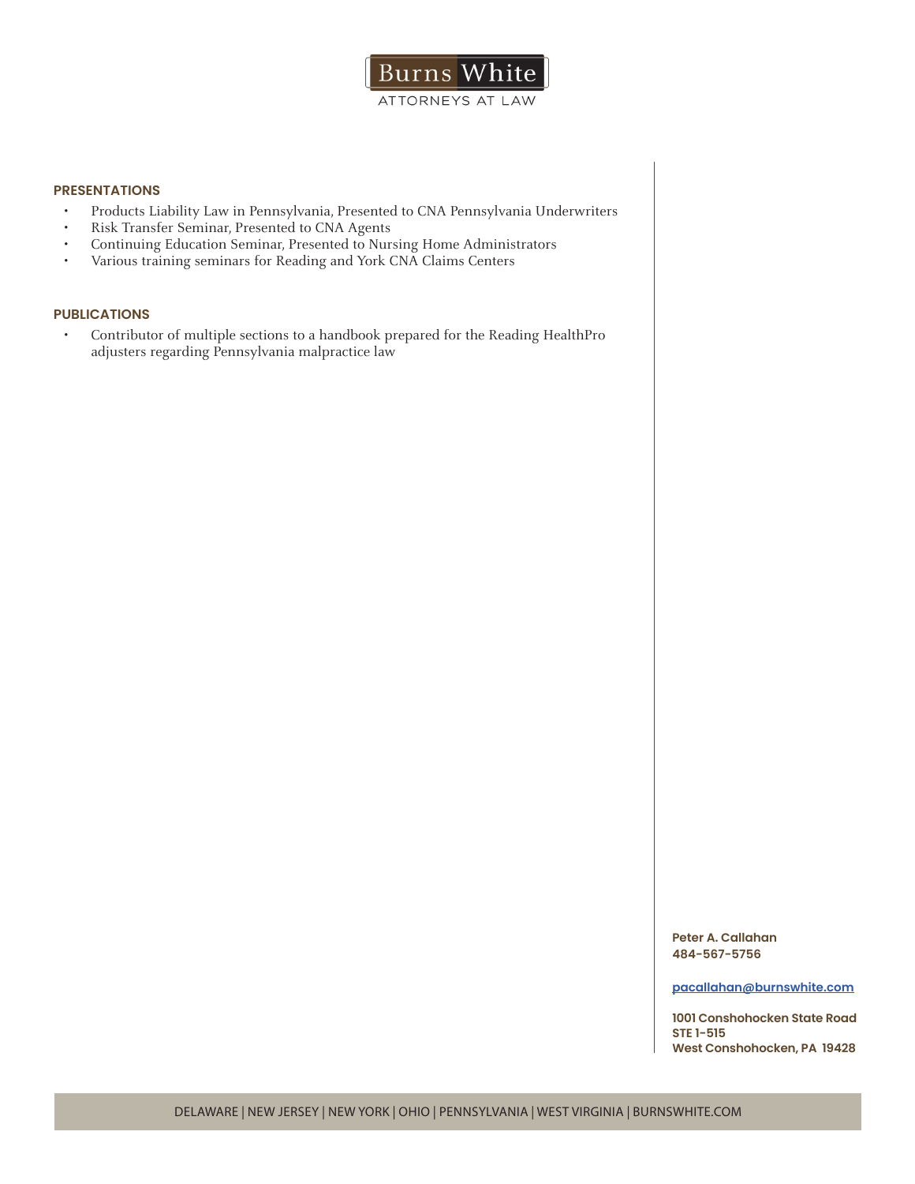## PRESENTATIONS

- Products Liability Law in Pennsylvania, Presented to CNA Pennsylvania Underwriters
- Risk Transfer Seminar, Presented to CNA Agents
- Continuing Education Seminar, Presented to Nursing Home Administrators
- Various training seminars for Reading and York CNA Claims Centers

## PUBLICATIONS

- Contributor of multiple sections to a handbook prepared for the Reading HealthPro adjusters regarding Pennsylvania malpractice law

**Peter A. Callahan**
**484-567-5756**

**pacallahan@burnswhite.com**

**1001 Conshohocken State Road**
**STE 1-515**
**West Conshohocken, PA 19428**